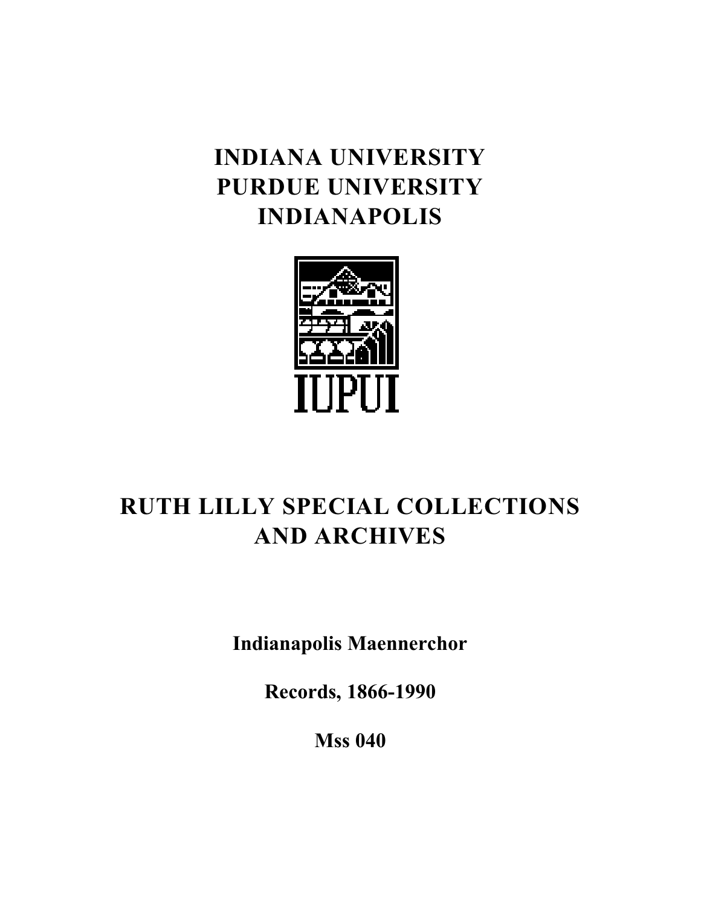# INDIANA UNIVERSITY
# PURDUE UNIVERSITY
# INDIANAPOLIS

IUPUI

# RUTH LILLY SPECIAL COLLECTIONS AND ARCHIVES

**Indianapolis Maennerchor**

**Records, 1866-1990**

**Mss 040**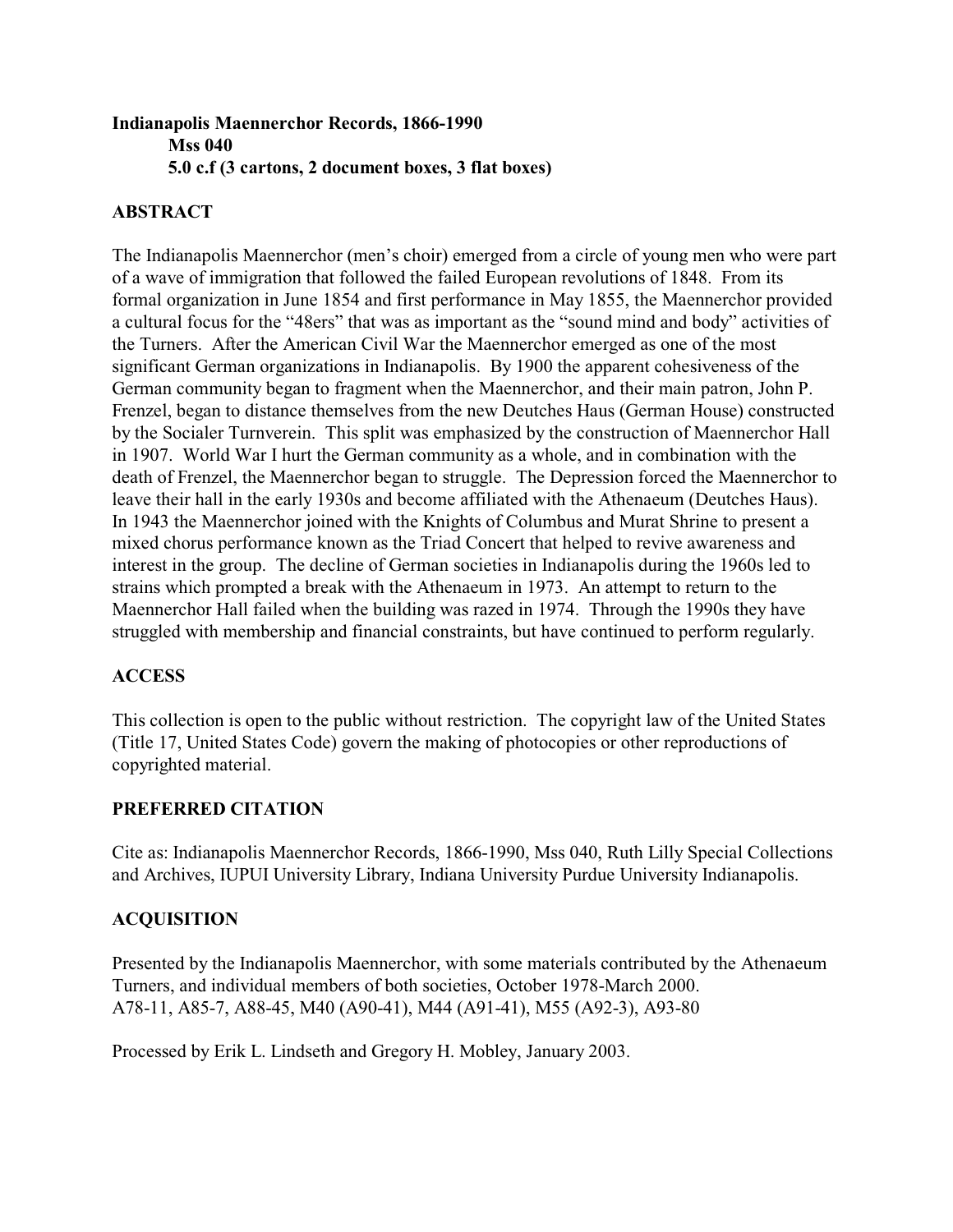**Indianapolis Maennerchor Records, 1866-1990**
**Mss 040**
**5.0 c.f (3 cartons, 2 document boxes, 3 flat boxes)**

## ABSTRACT

The Indianapolis Maennerchor (men's choir) emerged from a circle of young men who were part of a wave of immigration that followed the failed European revolutions of 1848. From its formal organization in June 1854 and first performance in May 1855, the Maennerchor provided a cultural focus for the "48ers" that was as important as the "sound mind and body" activities of the Turners. After the American Civil War the Maennerchor emerged as one of the most significant German organizations in Indianapolis. By 1900 the apparent cohesiveness of the German community began to fragment when the Maennerchor, and their main patron, John P. Frenzel, began to distance themselves from the new Deutches Haus (German House) constructed by the Socialer Turnverein. This split was emphasized by the construction of Maennerchor Hall in 1907. World War I hurt the German community as a whole, and in combination with the death of Frenzel, the Maennerchor began to struggle. The Depression forced the Maennerchor to leave their hall in the early 1930s and become affiliated with the Athenaeum (Deutches Haus). In 1943 the Maennerchor joined with the Knights of Columbus and Murat Shrine to present a mixed chorus performance known as the Triad Concert that helped to revive awareness and interest in the group. The decline of German societies in Indianapolis during the 1960s led to strains which prompted a break with the Athenaeum in 1973. An attempt to return to the Maennerchor Hall failed when the building was razed in 1974. Through the 1990s they have struggled with membership and financial constraints, but have continued to perform regularly.

## ACCESS

This collection is open to the public without restriction. The copyright law of the United States (Title 17, United States Code) govern the making of photocopies or other reproductions of copyrighted material.

## PREFERRED CITATION

Cite as: Indianapolis Maennerchor Records, 1866-1990, Mss 040, Ruth Lilly Special Collections and Archives, IUPUI University Library, Indiana University Purdue University Indianapolis.

## ACQUISITION

Presented by the Indianapolis Maennerchor, with some materials contributed by the Athenaeum Turners, and individual members of both societies, October 1978-March 2000.
A78-11, A85-7, A88-45, M40 (A90-41), M44 (A91-41), M55 (A92-3), A93-80

Processed by Erik L. Lindseth and Gregory H. Mobley, January 2003.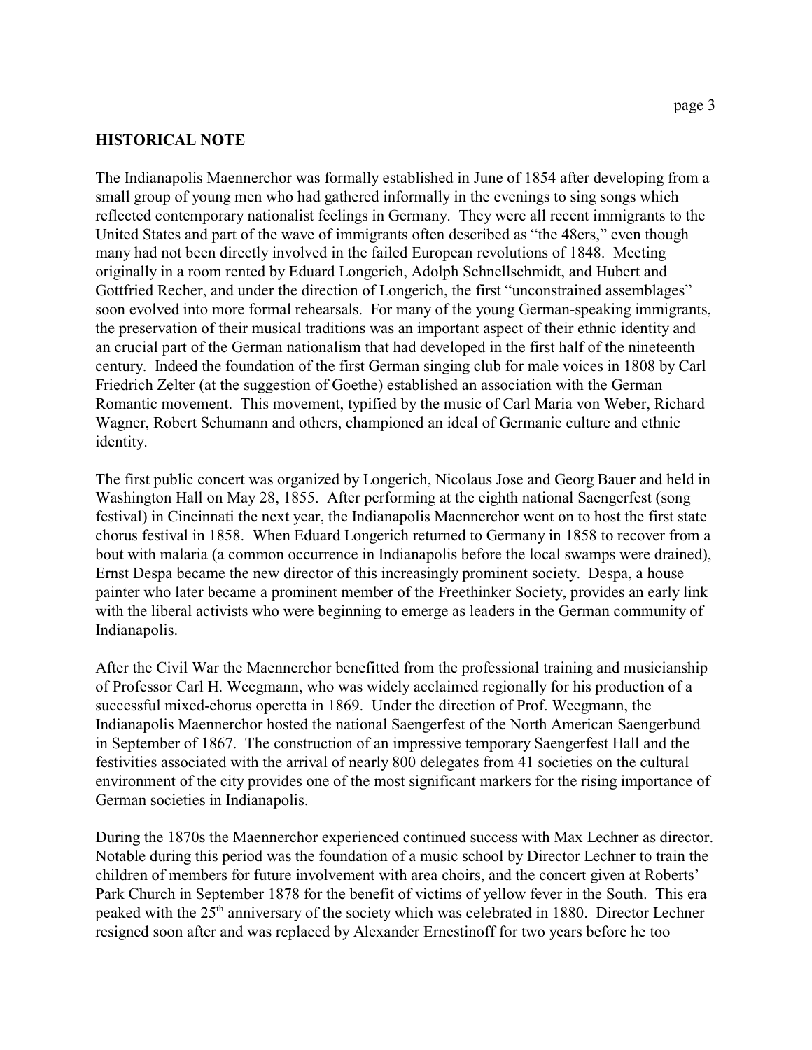## HISTORICAL NOTE

The Indianapolis Maennerchor was formally established in June of 1854 after developing from a small group of young men who had gathered informally in the evenings to sing songs which reflected contemporary nationalist feelings in Germany. They were all recent immigrants to the United States and part of the wave of immigrants often described as "the 48ers," even though many had not been directly involved in the failed European revolutions of 1848. Meeting originally in a room rented by Eduard Longerich, Adolph Schnellschmidt, and Hubert and Gottfried Recher, and under the direction of Longerich, the first "unconstrained assemblages" soon evolved into more formal rehearsals. For many of the young German-speaking immigrants, the preservation of their musical traditions was an important aspect of their ethnic identity and an crucial part of the German nationalism that had developed in the first half of the nineteenth century. Indeed the foundation of the first German singing club for male voices in 1808 by Carl Friedrich Zelter (at the suggestion of Goethe) established an association with the German Romantic movement. This movement, typified by the music of Carl Maria von Weber, Richard Wagner, Robert Schumann and others, championed an ideal of Germanic culture and ethnic identity.

The first public concert was organized by Longerich, Nicolaus Jose and Georg Bauer and held in Washington Hall on May 28, 1855. After performing at the eighth national Saengerfest (song festival) in Cincinnati the next year, the Indianapolis Maennerchor went on to host the first state chorus festival in 1858. When Eduard Longerich returned to Germany in 1858 to recover from a bout with malaria (a common occurrence in Indianapolis before the local swamps were drained), Ernst Despa became the new director of this increasingly prominent society. Despa, a house painter who later became a prominent member of the Freethinker Society, provides an early link with the liberal activists who were beginning to emerge as leaders in the German community of Indianapolis.

After the Civil War the Maennerchor benefitted from the professional training and musicianship of Professor Carl H. Weegmann, who was widely acclaimed regionally for his production of a successful mixed-chorus operetta in 1869. Under the direction of Prof. Weegmann, the Indianapolis Maennerchor hosted the national Saengerfest of the North American Saengerbund in September of 1867. The construction of an impressive temporary Saengerfest Hall and the festivities associated with the arrival of nearly 800 delegates from 41 societies on the cultural environment of the city provides one of the most significant markers for the rising importance of German societies in Indianapolis.

During the 1870s the Maennerchor experienced continued success with Max Lechner as director. Notable during this period was the foundation of a music school by Director Lechner to train the children of members for future involvement with area choirs, and the concert given at Roberts' Park Church in September 1878 for the benefit of victims of yellow fever in the South. This era peaked with the 25th anniversary of the society which was celebrated in 1880. Director Lechner resigned soon after and was replaced by Alexander Ernestinoff for two years before he too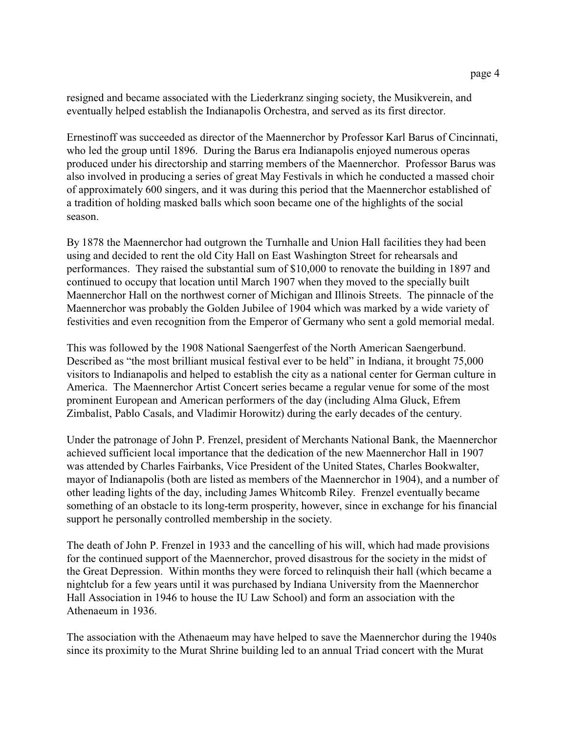resigned and became associated with the Liederkranz singing society, the Musikverein, and eventually helped establish the Indianapolis Orchestra, and served as its first director.

Ernestinoff was succeeded as director of the Maennerchor by Professor Karl Barus of Cincinnati, who led the group until 1896. During the Barus era Indianapolis enjoyed numerous operas produced under his directorship and starring members of the Maennerchor. Professor Barus was also involved in producing a series of great May Festivals in which he conducted a massed choir of approximately 600 singers, and it was during this period that the Maennerchor established of a tradition of holding masked balls which soon became one of the highlights of the social season.

By 1878 the Maennerchor had outgrown the Turnhalle and Union Hall facilities they had been using and decided to rent the old City Hall on East Washington Street for rehearsals and performances. They raised the substantial sum of $10,000 to renovate the building in 1897 and continued to occupy that location until March 1907 when they moved to the specially built Maennerchor Hall on the northwest corner of Michigan and Illinois Streets. The pinnacle of the Maennerchor was probably the Golden Jubilee of 1904 which was marked by a wide variety of festivities and even recognition from the Emperor of Germany who sent a gold memorial medal.

This was followed by the 1908 National Saengerfest of the North American Saengerbund. Described as "the most brilliant musical festival ever to be held" in Indiana, it brought 75,000 visitors to Indianapolis and helped to establish the city as a national center for German culture in America. The Maennerchor Artist Concert series became a regular venue for some of the most prominent European and American performers of the day (including Alma Gluck, Efrem Zimbalist, Pablo Casals, and Vladimir Horowitz) during the early decades of the century.

Under the patronage of John P. Frenzel, president of Merchants National Bank, the Maennerchor achieved sufficient local importance that the dedication of the new Maennerchor Hall in 1907 was attended by Charles Fairbanks, Vice President of the United States, Charles Bookwalter, mayor of Indianapolis (both are listed as members of the Maennerchor in 1904), and a number of other leading lights of the day, including James Whitcomb Riley. Frenzel eventually became something of an obstacle to its long-term prosperity, however, since in exchange for his financial support he personally controlled membership in the society.

The death of John P. Frenzel in 1933 and the cancelling of his will, which had made provisions for the continued support of the Maennerchor, proved disastrous for the society in the midst of the Great Depression. Within months they were forced to relinquish their hall (which became a nightclub for a few years until it was purchased by Indiana University from the Maennerchor Hall Association in 1946 to house the IU Law School) and form an association with the Athenaeum in 1936.

The association with the Athenaeum may have helped to save the Maennerchor during the 1940s since its proximity to the Murat Shrine building led to an annual Triad concert with the Murat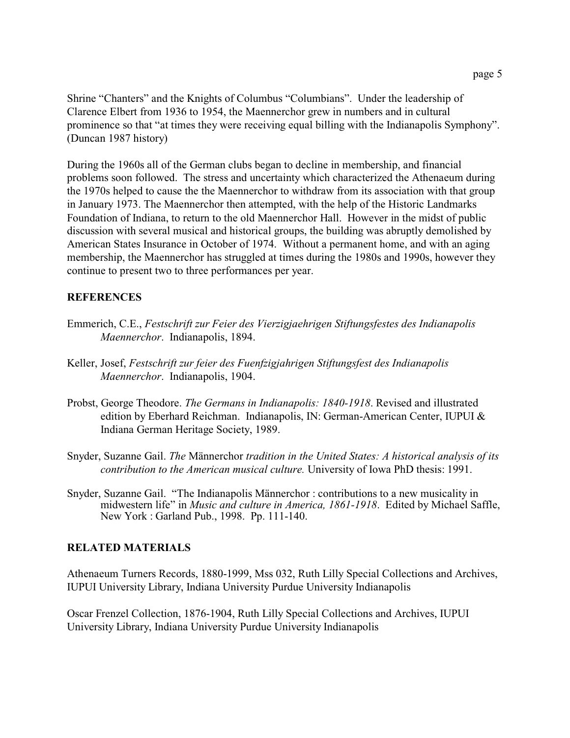Shrine "Chanters" and the Knights of Columbus "Columbians". Under the leadership of Clarence Elbert from 1936 to 1954, the Maennerchor grew in numbers and in cultural prominence so that "at times they were receiving equal billing with the Indianapolis Symphony". (Duncan 1987 history)

During the 1960s all of the German clubs began to decline in membership, and financial problems soon followed. The stress and uncertainty which characterized the Athenaeum during the 1970s helped to cause the the Maennerchor to withdraw from its association with that group in January 1973. The Maennerchor then attempted, with the help of the Historic Landmarks Foundation of Indiana, to return to the old Maennerchor Hall. However in the midst of public discussion with several musical and historical groups, the building was abruptly demolished by American States Insurance in October of 1974. Without a permanent home, and with an aging membership, the Maennerchor has struggled at times during the 1980s and 1990s, however they continue to present two to three performances per year.

## REFERENCES

Emmerich, C.E., *Festschrift zur Feier des Vierzigjaehrigen Stiftungsfestes des Indianapolis Maennerchor*. Indianapolis, 1894.

Keller, Josef, *Festschrift zur feier des Fuenfzigjahrigen Stiftungsfest des Indianapolis Maennerchor*. Indianapolis, 1904.

Probst, George Theodore. *The Germans in Indianapolis: 1840-1918*. Revised and illustrated edition by Eberhard Reichman. Indianapolis, IN: German-American Center, IUPUI & Indiana German Heritage Society, 1989.

Snyder, Suzanne Gail. *The* Männerchor *tradition in the United States: A historical analysis of its contribution to the American musical culture.* University of Iowa PhD thesis: 1991.

Snyder, Suzanne Gail. "The Indianapolis Männerchor : contributions to a new musicality in midwestern life" in *Music and culture in America, 1861-1918*. Edited by Michael Saffle, New York : Garland Pub., 1998. Pp. 111-140.

## RELATED MATERIALS

Athenaeum Turners Records, 1880-1999, Mss 032, Ruth Lilly Special Collections and Archives, IUPUI University Library, Indiana University Purdue University Indianapolis

Oscar Frenzel Collection, 1876-1904, Ruth Lilly Special Collections and Archives, IUPUI University Library, Indiana University Purdue University Indianapolis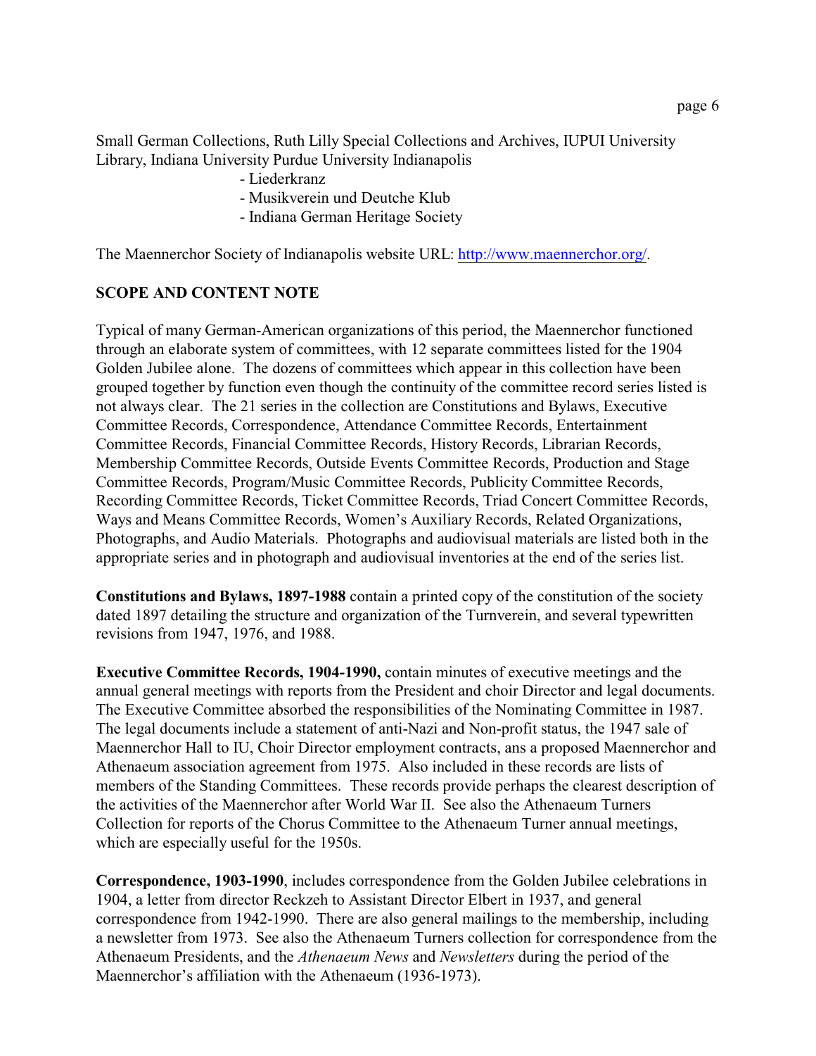Small German Collections, Ruth Lilly Special Collections and Archives, IUPUI University Library, Indiana University Purdue University Indianapolis

- Liederkranz
- Musikverein und Deutche Klub
- Indiana German Heritage Society

The Maennerchor Society of Indianapolis website URL: http://www.maennerchor.org/.

## SCOPE AND CONTENT NOTE

Typical of many German-American organizations of this period, the Maennerchor functioned through an elaborate system of committees, with 12 separate committees listed for the 1904 Golden Jubilee alone. The dozens of committees which appear in this collection have been grouped together by function even though the continuity of the committee record series listed is not always clear. The 21 series in the collection are Constitutions and Bylaws, Executive Committee Records, Correspondence, Attendance Committee Records, Entertainment Committee Records, Financial Committee Records, History Records, Librarian Records, Membership Committee Records, Outside Events Committee Records, Production and Stage Committee Records, Program/Music Committee Records, Publicity Committee Records, Recording Committee Records, Ticket Committee Records, Triad Concert Committee Records, Ways and Means Committee Records, Women's Auxiliary Records, Related Organizations, Photographs, and Audio Materials. Photographs and audiovisual materials are listed both in the appropriate series and in photograph and audiovisual inventories at the end of the series list.

**Constitutions and Bylaws, 1897-1988** contain a printed copy of the constitution of the society dated 1897 detailing the structure and organization of the Turnverein, and several typewritten revisions from 1947, 1976, and 1988.

**Executive Committee Records, 1904-1990,** contain minutes of executive meetings and the annual general meetings with reports from the President and choir Director and legal documents. The Executive Committee absorbed the responsibilities of the Nominating Committee in 1987. The legal documents include a statement of anti-Nazi and Non-profit status, the 1947 sale of Maennerchor Hall to IU, Choir Director employment contracts, ans a proposed Maennerchor and Athenaeum association agreement from 1975. Also included in these records are lists of members of the Standing Committees. These records provide perhaps the clearest description of the activities of the Maennerchor after World War II. See also the Athenaeum Turners Collection for reports of the Chorus Committee to the Athenaeum Turner annual meetings, which are especially useful for the 1950s.

**Correspondence, 1903-1990**, includes correspondence from the Golden Jubilee celebrations in 1904, a letter from director Reckzeh to Assistant Director Elbert in 1937, and general correspondence from 1942-1990. There are also general mailings to the membership, including a newsletter from 1973. See also the Athenaeum Turners collection for correspondence from the Athenaeum Presidents, and the *Athenaeum News* and *Newsletters* during the period of the Maennerchor's affiliation with the Athenaeum (1936-1973).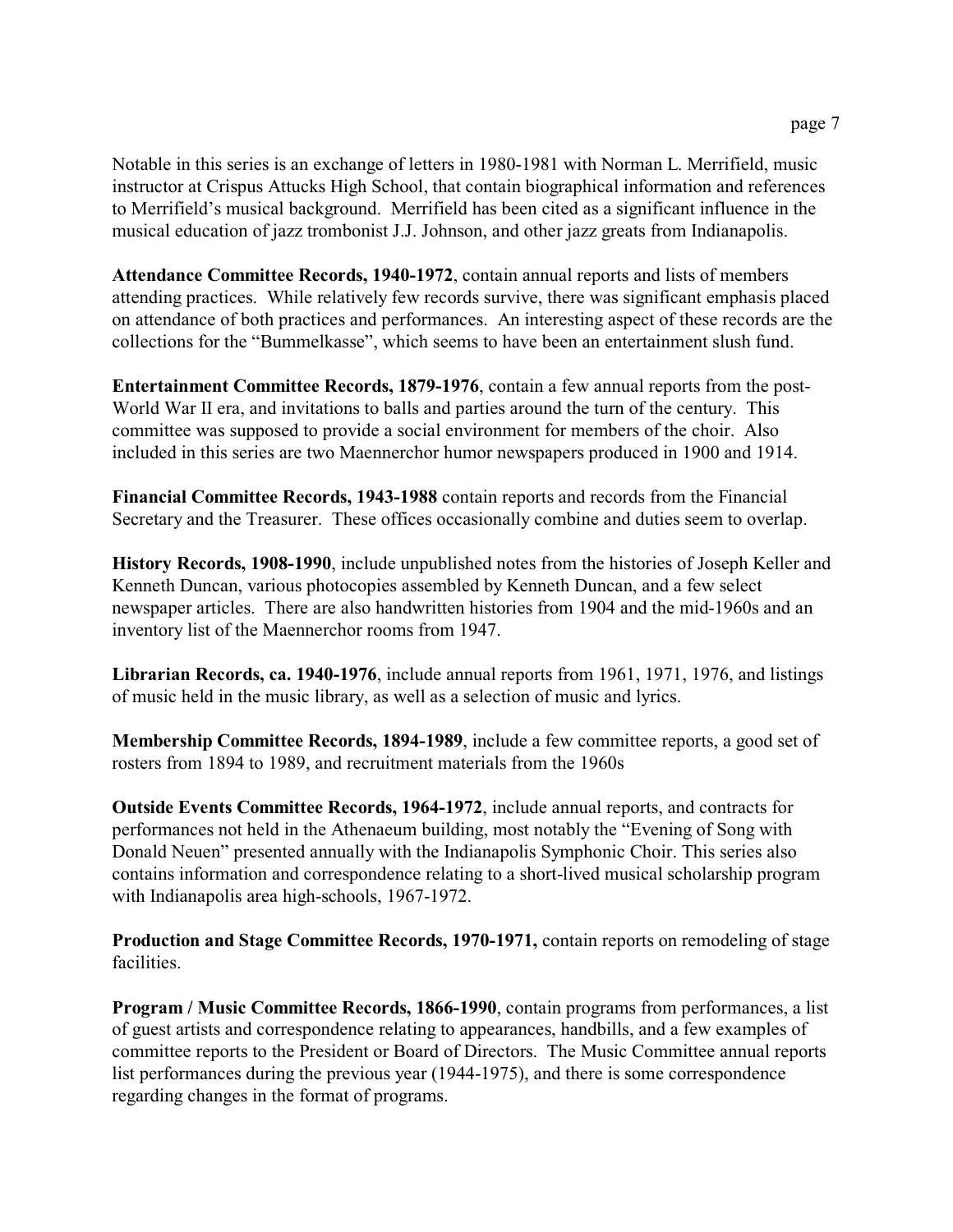Notable in this series is an exchange of letters in 1980-1981 with Norman L. Merrifield, music instructor at Crispus Attucks High School, that contain biographical information and references to Merrifield's musical background. Merrifield has been cited as a significant influence in the musical education of jazz trombonist J.J. Johnson, and other jazz greats from Indianapolis.

**Attendance Committee Records, 1940-1972**, contain annual reports and lists of members attending practices. While relatively few records survive, there was significant emphasis placed on attendance of both practices and performances. An interesting aspect of these records are the collections for the "Bummelkasse", which seems to have been an entertainment slush fund.

**Entertainment Committee Records, 1879-1976**, contain a few annual reports from the post-World War II era, and invitations to balls and parties around the turn of the century. This committee was supposed to provide a social environment for members of the choir. Also included in this series are two Maennerchor humor newspapers produced in 1900 and 1914.

**Financial Committee Records, 1943-1988** contain reports and records from the Financial Secretary and the Treasurer. These offices occasionally combine and duties seem to overlap.

**History Records, 1908-1990**, include unpublished notes from the histories of Joseph Keller and Kenneth Duncan, various photocopies assembled by Kenneth Duncan, and a few select newspaper articles. There are also handwritten histories from 1904 and the mid-1960s and an inventory list of the Maennerchor rooms from 1947.

**Librarian Records, ca. 1940-1976**, include annual reports from 1961, 1971, 1976, and listings of music held in the music library, as well as a selection of music and lyrics.

**Membership Committee Records, 1894-1989**, include a few committee reports, a good set of rosters from 1894 to 1989, and recruitment materials from the 1960s

**Outside Events Committee Records, 1964-1972**, include annual reports, and contracts for performances not held in the Athenaeum building, most notably the "Evening of Song with Donald Neuen" presented annually with the Indianapolis Symphonic Choir. This series also contains information and correspondence relating to a short-lived musical scholarship program with Indianapolis area high-schools, 1967-1972.

**Production and Stage Committee Records, 1970-1971,** contain reports on remodeling of stage facilities.

**Program / Music Committee Records, 1866-1990**, contain programs from performances, a list of guest artists and correspondence relating to appearances, handbills, and a few examples of committee reports to the President or Board of Directors. The Music Committee annual reports list performances during the previous year (1944-1975), and there is some correspondence regarding changes in the format of programs.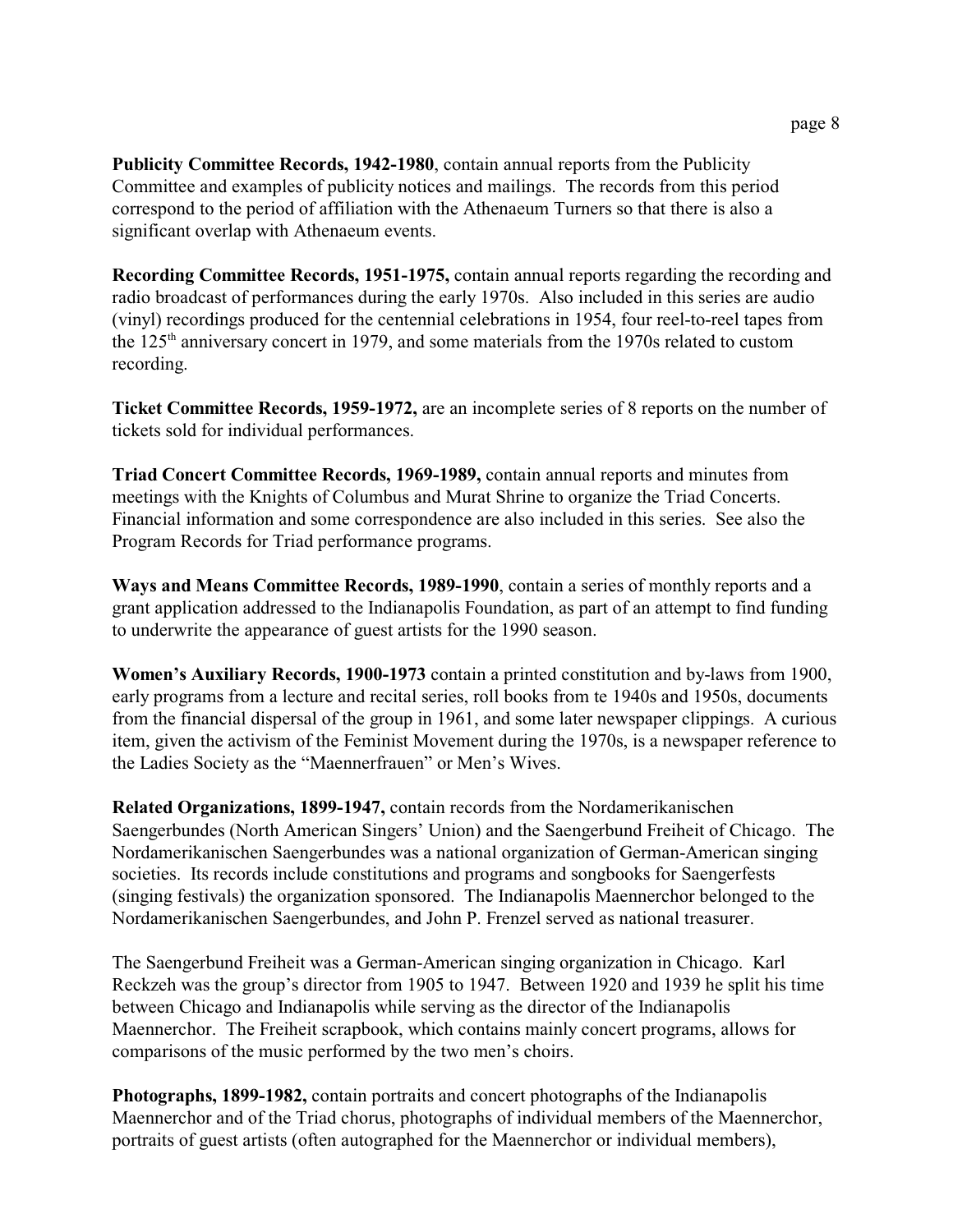**Publicity Committee Records, 1942-1980**, contain annual reports from the Publicity Committee and examples of publicity notices and mailings. The records from this period correspond to the period of affiliation with the Athenaeum Turners so that there is also a significant overlap with Athenaeum events.

**Recording Committee Records, 1951-1975,** contain annual reports regarding the recording and radio broadcast of performances during the early 1970s. Also included in this series are audio (vinyl) recordings produced for the centennial celebrations in 1954, four reel-to-reel tapes from the 125th anniversary concert in 1979, and some materials from the 1970s related to custom recording.

**Ticket Committee Records, 1959-1972,** are an incomplete series of 8 reports on the number of tickets sold for individual performances.

**Triad Concert Committee Records, 1969-1989,** contain annual reports and minutes from meetings with the Knights of Columbus and Murat Shrine to organize the Triad Concerts. Financial information and some correspondence are also included in this series. See also the Program Records for Triad performance programs.

**Ways and Means Committee Records, 1989-1990**, contain a series of monthly reports and a grant application addressed to the Indianapolis Foundation, as part of an attempt to find funding to underwrite the appearance of guest artists for the 1990 season.

**Women's Auxiliary Records, 1900-1973** contain a printed constitution and by-laws from 1900, early programs from a lecture and recital series, roll books from te 1940s and 1950s, documents from the financial dispersal of the group in 1961, and some later newspaper clippings. A curious item, given the activism of the Feminist Movement during the 1970s, is a newspaper reference to the Ladies Society as the "Maennerfrauen" or Men's Wives.

**Related Organizations, 1899-1947,** contain records from the Nordamerikanischen Saengerbundes (North American Singers' Union) and the Saengerbund Freiheit of Chicago. The Nordamerikanischen Saengerbundes was a national organization of German-American singing societies. Its records include constitutions and programs and songbooks for Saengerfests (singing festivals) the organization sponsored. The Indianapolis Maennerchor belonged to the Nordamerikanischen Saengerbundes, and John P. Frenzel served as national treasurer.

The Saengerbund Freiheit was a German-American singing organization in Chicago. Karl Reckzeh was the group's director from 1905 to 1947. Between 1920 and 1939 he split his time between Chicago and Indianapolis while serving as the director of the Indianapolis Maennerchor. The Freiheit scrapbook, which contains mainly concert programs, allows for comparisons of the music performed by the two men's choirs.

**Photographs, 1899-1982,** contain portraits and concert photographs of the Indianapolis Maennerchor and of the Triad chorus, photographs of individual members of the Maennerchor, portraits of guest artists (often autographed for the Maennerchor or individual members),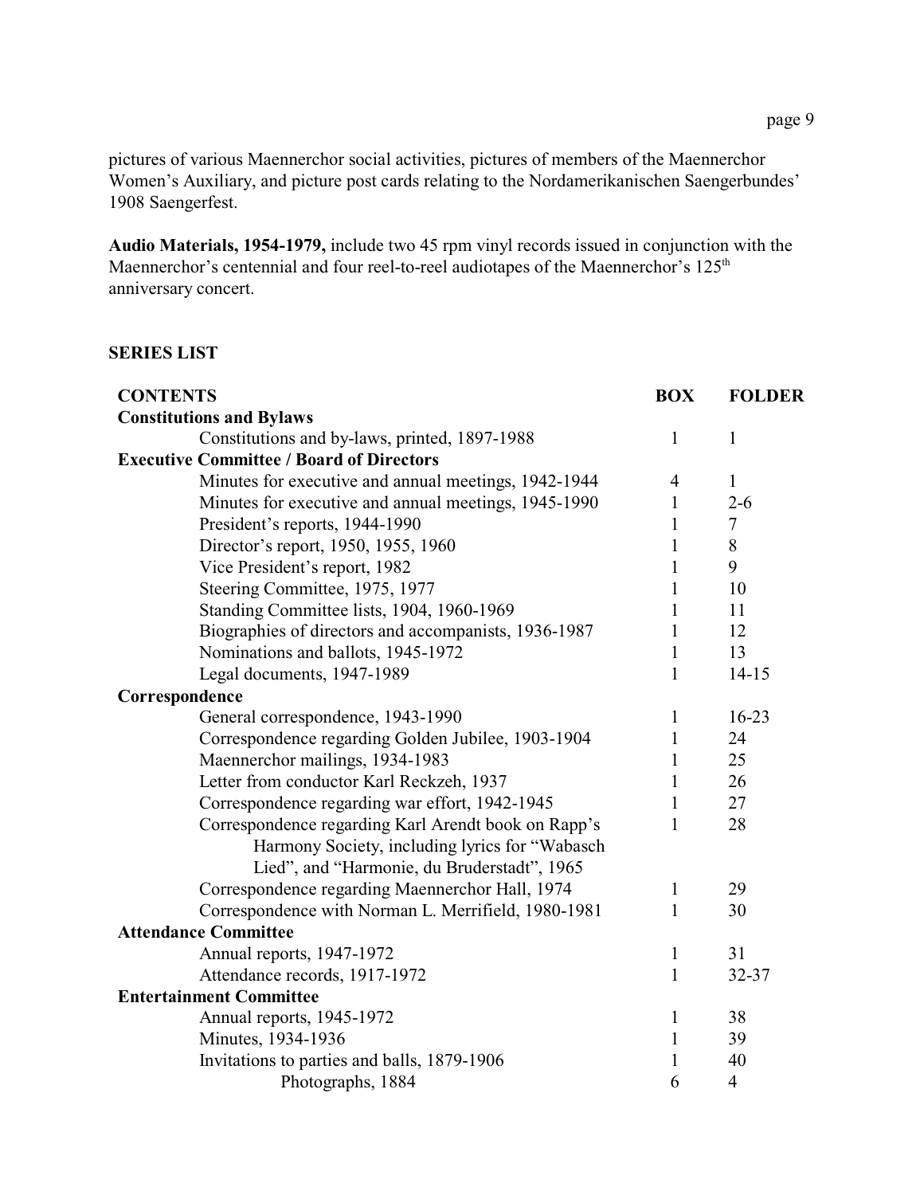pictures of various Maennerchor social activities, pictures of members of the Maennerchor Women's Auxiliary, and picture post cards relating to the Nordamerikanischen Saengerbundes' 1908 Saengerfest.

**Audio Materials, 1954-1979,** include two 45 rpm vinyl records issued in conjunction with the Maennerchor's centennial and four reel-to-reel audiotapes of the Maennerchor's 125th anniversary concert.

**SERIES LIST**

| CONTENTS | BOX | FOLDER |
|---|---|---|
| **Constitutions and Bylaws** | | |
| Constitutions and by-laws, printed, 1897-1988 | 1 | 1 |
| **Executive Committee / Board of Directors** | | |
| Minutes for executive and annual meetings, 1942-1944 | 4 | 1 |
| Minutes for executive and annual meetings, 1945-1990 | 1 | 2-6 |
| President's reports, 1944-1990 | 1 | 7 |
| Director's report, 1950, 1955, 1960 | 1 | 8 |
| Vice President's report, 1982 | 1 | 9 |
| Steering Committee, 1975, 1977 | 1 | 10 |
| Standing Committee lists, 1904, 1960-1969 | 1 | 11 |
| Biographies of directors and accompanists, 1936-1987 | 1 | 12 |
| Nominations and ballots, 1945-1972 | 1 | 13 |
| Legal documents, 1947-1989 | 1 | 14-15 |
| **Correspondence** | | |
| General correspondence, 1943-1990 | 1 | 16-23 |
| Correspondence regarding Golden Jubilee, 1903-1904 | 1 | 24 |
| Maennerchor mailings, 1934-1983 | 1 | 25 |
| Letter from conductor Karl Reckzeh, 1937 | 1 | 26 |
| Correspondence regarding war effort, 1942-1945 | 1 | 27 |
| Correspondence regarding Karl Arendt book on Rapp's Harmony Society, including lyrics for "Wabasch Lied", and "Harmonie, du Bruderstadt", 1965 | 1 | 28 |
| Correspondence regarding Maennerchor Hall, 1974 | 1 | 29 |
| Correspondence with Norman L. Merrifield, 1980-1981 | 1 | 30 |
| **Attendance Committee** | | |
| Annual reports, 1947-1972 | 1 | 31 |
| Attendance records, 1917-1972 | 1 | 32-37 |
| **Entertainment Committee** | | |
| Annual reports, 1945-1972 | 1 | 38 |
| Minutes, 1934-1936 | 1 | 39 |
| Invitations to parties and balls, 1879-1906 | 1 | 40 |
| Photographs, 1884 | 6 | 4 |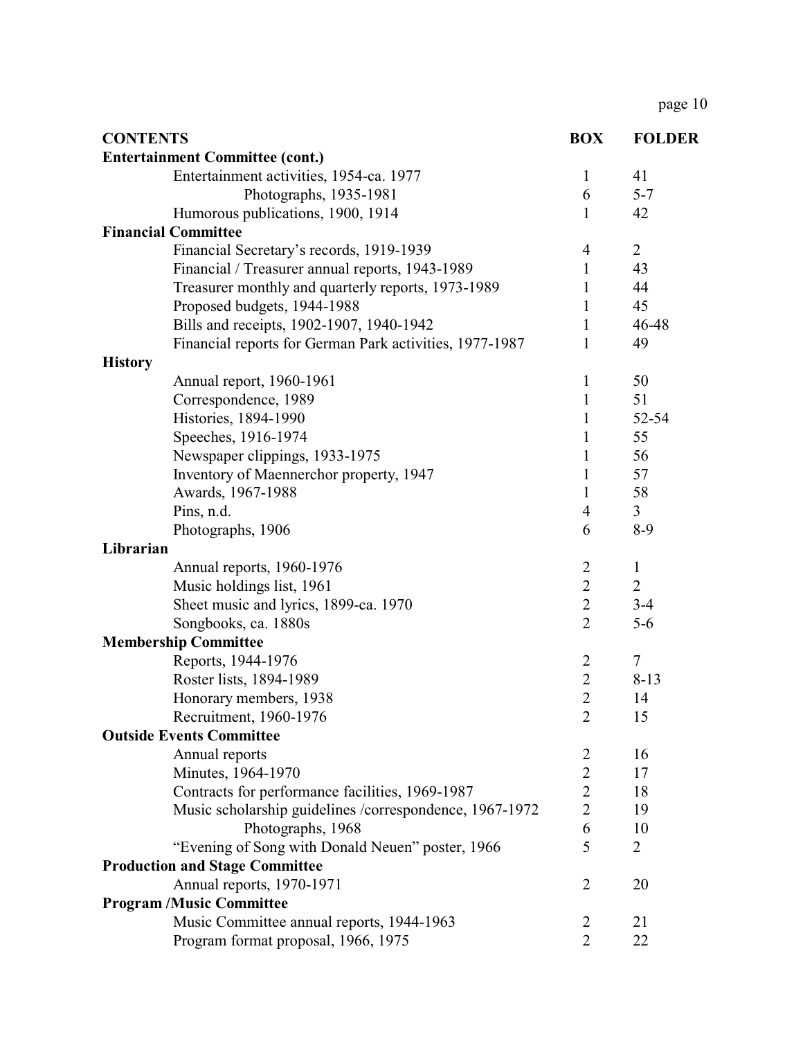| CONTENTS | BOX | FOLDER |
|---|---|---|
| **Entertainment Committee (cont.)** | | |
| Entertainment activities, 1954-ca. 1977 | 1 | 41 |
| Photographs, 1935-1981 | 6 | 5-7 |
| Humorous publications, 1900, 1914 | 1 | 42 |
| **Financial Committee** | | |
| Financial Secretary's records, 1919-1939 | 4 | 2 |
| Financial / Treasurer annual reports, 1943-1989 | 1 | 43 |
| Treasurer monthly and quarterly reports, 1973-1989 | 1 | 44 |
| Proposed budgets, 1944-1988 | 1 | 45 |
| Bills and receipts, 1902-1907, 1940-1942 | 1 | 46-48 |
| Financial reports for German Park activities, 1977-1987 | 1 | 49 |
| **History** | | |
| Annual report, 1960-1961 | 1 | 50 |
| Correspondence, 1989 | 1 | 51 |
| Histories, 1894-1990 | 1 | 52-54 |
| Speeches, 1916-1974 | 1 | 55 |
| Newspaper clippings, 1933-1975 | 1 | 56 |
| Inventory of Maennerchor property, 1947 | 1 | 57 |
| Awards, 1967-1988 | 1 | 58 |
| Pins, n.d. | 4 | 3 |
| Photographs, 1906 | 6 | 8-9 |
| **Librarian** | | |
| Annual reports, 1960-1976 | 2 | 1 |
| Music holdings list, 1961 | 2 | 2 |
| Sheet music and lyrics, 1899-ca. 1970 | 2 | 3-4 |
| Songbooks, ca. 1880s | 2 | 5-6 |
| **Membership Committee** | | |
| Reports, 1944-1976 | 2 | 7 |
| Roster lists, 1894-1989 | 2 | 8-13 |
| Honorary members, 1938 | 2 | 14 |
| Recruitment, 1960-1976 | 2 | 15 |
| **Outside Events Committee** | | |
| Annual reports | 2 | 16 |
| Minutes, 1964-1970 | 2 | 17 |
| Contracts for performance facilities, 1969-1987 | 2 | 18 |
| Music scholarship guidelines /correspondence, 1967-1972 | 2 | 19 |
| Photographs, 1968 | 6 | 10 |
| "Evening of Song with Donald Neuen" poster, 1966 | 5 | 2 |
| **Production and Stage Committee** | | |
| Annual reports, 1970-1971 | 2 | 20 |
| **Program /Music Committee** | | |
| Music Committee annual reports, 1944-1963 | 2 | 21 |
| Program format proposal, 1966, 1975 | 2 | 22 |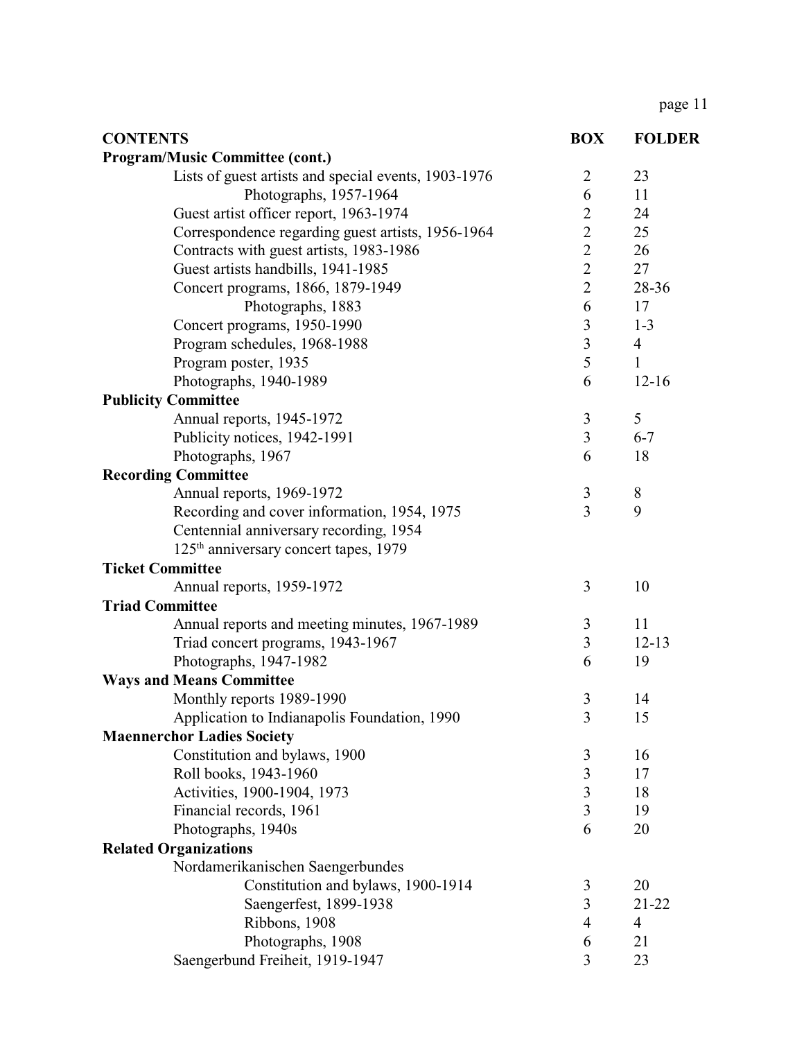| CONTENTS | BOX | FOLDER |
|---|---|---|
| **Program/Music Committee (cont.)** | | |
| Lists of guest artists and special events, 1903-1976 | 2 | 23 |
| Photographs, 1957-1964 | 6 | 11 |
| Guest artist officer report, 1963-1974 | 2 | 24 |
| Correspondence regarding guest artists, 1956-1964 | 2 | 25 |
| Contracts with guest artists, 1983-1986 | 2 | 26 |
| Guest artists handbills, 1941-1985 | 2 | 27 |
| Concert programs, 1866, 1879-1949 | 2 | 28-36 |
| Photographs, 1883 | 6 | 17 |
| Concert programs, 1950-1990 | 3 | 1-3 |
| Program schedules, 1968-1988 | 3 | 4 |
| Program poster, 1935 | 5 | 1 |
| Photographs, 1940-1989 | 6 | 12-16 |
| **Publicity Committee** | | |
| Annual reports, 1945-1972 | 3 | 5 |
| Publicity notices, 1942-1991 | 3 | 6-7 |
| Photographs, 1967 | 6 | 18 |
| **Recording Committee** | | |
| Annual reports, 1969-1972 | 3 | 8 |
| Recording and cover information, 1954, 1975 | 3 | 9 |
| Centennial anniversary recording, 1954 | | |
| 125th anniversary concert tapes, 1979 | | |
| **Ticket Committee** | | |
| Annual reports, 1959-1972 | 3 | 10 |
| **Triad Committee** | | |
| Annual reports and meeting minutes, 1967-1989 | 3 | 11 |
| Triad concert programs, 1943-1967 | 3 | 12-13 |
| Photographs, 1947-1982 | 6 | 19 |
| **Ways and Means Committee** | | |
| Monthly reports 1989-1990 | 3 | 14 |
| Application to Indianapolis Foundation, 1990 | 3 | 15 |
| **Maennerchor Ladies Society** | | |
| Constitution and bylaws, 1900 | 3 | 16 |
| Roll books, 1943-1960 | 3 | 17 |
| Activities, 1900-1904, 1973 | 3 | 18 |
| Financial records, 1961 | 3 | 19 |
| Photographs, 1940s | 6 | 20 |
| **Related Organizations** | | |
| Nordamerikanischen Saengerbundes | | |
| Constitution and bylaws, 1900-1914 | 3 | 20 |
| Saengerfest, 1899-1938 | 3 | 21-22 |
| Ribbons, 1908 | 4 | 4 |
| Photographs, 1908 | 6 | 21 |
| Saengerbund Freiheit, 1919-1947 | 3 | 23 |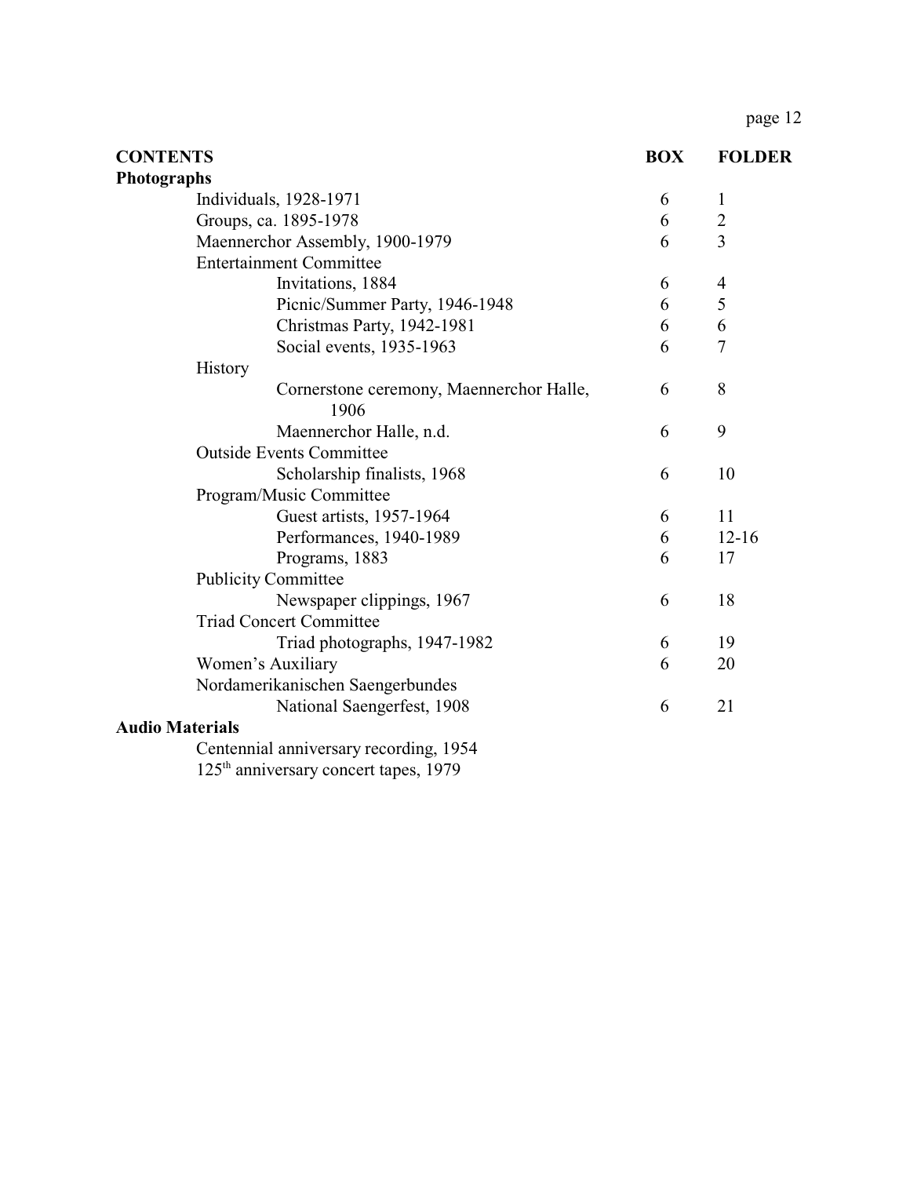| CONTENTS | BOX | FOLDER |
|---|---|---|
| **Photographs** | | |
| Individuals, 1928-1971 | 6 | 1 |
| Groups, ca. 1895-1978 | 6 | 2 |
| Maennerchor Assembly, 1900-1979 | 6 | 3 |
| Entertainment Committee | | |
| Invitations, 1884 | 6 | 4 |
| Picnic/Summer Party, 1946-1948 | 6 | 5 |
| Christmas Party, 1942-1981 | 6 | 6 |
| Social events, 1935-1963 | 6 | 7 |
| History | | |
| Cornerstone ceremony, Maennerchor Halle, 1906 | 6 | 8 |
| Maennerchor Halle, n.d. | 6 | 9 |
| Outside Events Committee | | |
| Scholarship finalists, 1968 | 6 | 10 |
| Program/Music Committee | | |
| Guest artists, 1957-1964 | 6 | 11 |
| Performances, 1940-1989 | 6 | 12-16 |
| Programs, 1883 | 6 | 17 |
| Publicity Committee | | |
| Newspaper clippings, 1967 | 6 | 18 |
| Triad Concert Committee | | |
| Triad photographs, 1947-1982 | 6 | 19 |
| Women's Auxiliary | 6 | 20 |
| Nordamerikanischen Saengerbundes | | |
| National Saengerfest, 1908 | 6 | 21 |
| **Audio Materials** | | |
| Centennial anniversary recording, 1954 | | |
| 125th anniversary concert tapes, 1979 | | |